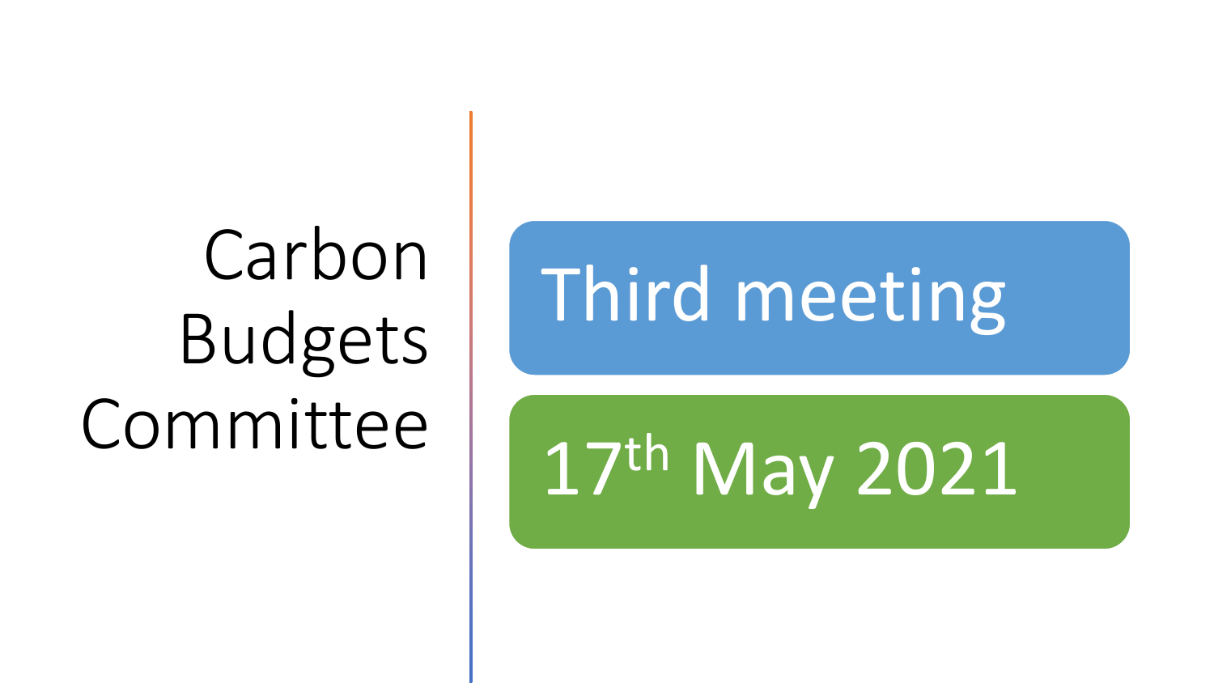# Carbon Budgets Committee

## Third meeting

## 17th May 2021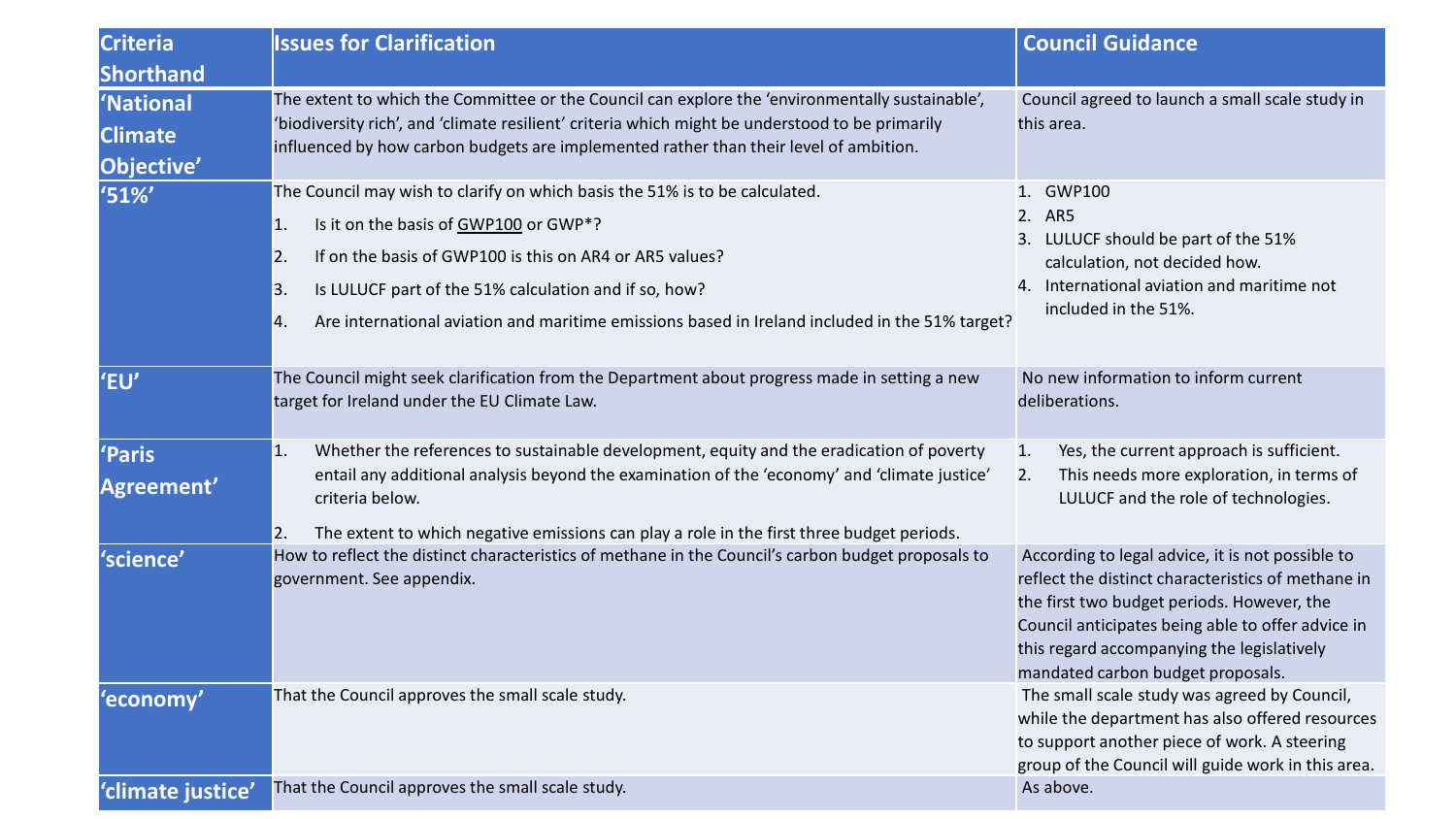| Criteria Shorthand | Issues for Clarification | Council Guidance |
|---|---|---|
| 'National Climate Objective' | The extent to which the Committee or the Council can explore the 'environmentally sustainable', 'biodiversity rich', and 'climate resilient' criteria which might be understood to be primarily influenced by how carbon budgets are implemented rather than their level of ambition. | Council agreed to launch a small scale study in this area. |
| '51%' | The Council may wish to clarify on which basis the 51% is to be calculated.<br>1. Is it on the basis of GWP100 or GWP*?<br>2. If on the basis of GWP100 is this on AR4 or AR5 values?<br>3. Is LULUCF part of the 51% calculation and if so, how?<br>4. Are international aviation and maritime emissions based in Ireland included in the 51% target? | 1. GWP100<br>2. AR5<br>3. LULUCF should be part of the 51% calculation, not decided how.<br>4. International aviation and maritime not included in the 51%. |
| 'EU' | The Council might seek clarification from the Department about progress made in setting a new target for Ireland under the EU Climate Law. | No new information to inform current deliberations. |
| 'Paris Agreement' | 1. Whether the references to sustainable development, equity and the eradication of poverty entail any additional analysis beyond the examination of the 'economy' and 'climate justice' criteria below.<br>2. The extent to which negative emissions can play a role in the first three budget periods. | 1. Yes, the current approach is sufficient.<br>2. This needs more exploration, in terms of LULUCF and the role of technologies. |
| 'science' | How to reflect the distinct characteristics of methane in the Council's carbon budget proposals to government. See appendix. | According to legal advice, it is not possible to reflect the distinct characteristics of methane in the first two budget periods. However, the Council anticipates being able to offer advice in this regard accompanying the legislatively mandated carbon budget proposals. |
| 'economy' | That the Council approves the small scale study. | The small scale study was agreed by Council, while the department has also offered resources to support another piece of work. A steering group of the Council will guide work in this area. |
| 'climate justice' | That the Council approves the small scale study. | As above. |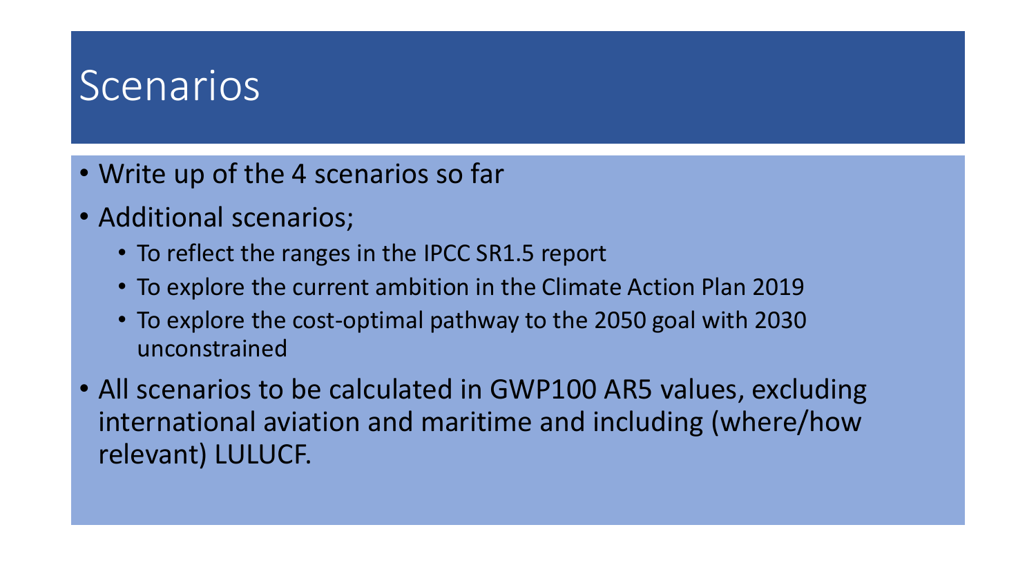# Scenarios

- Write up of the 4 scenarios so far
- Additional scenarios;
  - To reflect the ranges in the IPCC SR1.5 report
  - To explore the current ambition in the Climate Action Plan 2019
  - To explore the cost-optimal pathway to the 2050 goal with 2030 unconstrained
- All scenarios to be calculated in GWP100 AR5 values, excluding international aviation and maritime and including (where/how relevant) LULUCF.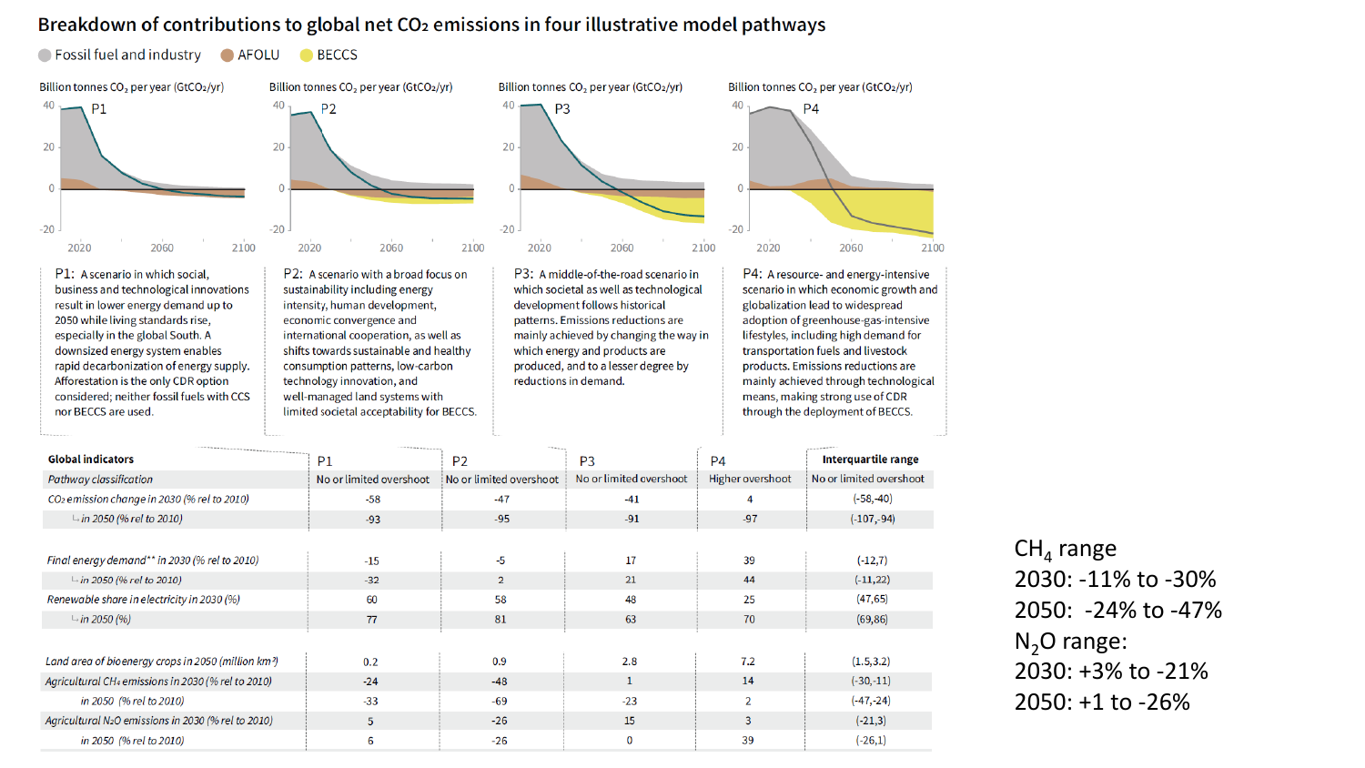# Breakdown of contributions to global net $CO_2$ emissions in four illustrative model pathways

Fossil fuel and industry · AFOLU · BECCS

Billion tonnes $CO_2$ per year ($GtCO_2$/yr)

**P1:** A scenario in which social, business and technological innovations result in lower energy demand up to 2050 while living standards rise, especially in the global South. A downsized energy system enables rapid decarbonization of energy supply. Afforestation is the only CDR option considered; neither fossil fuels with CCS nor BECCS are used.

**P2:** A scenario with a broad focus on sustainability including energy intensity, human development, economic convergence and international cooperation, as well as shifts towards sustainable and healthy consumption patterns, low-carbon technology innovation, and well-managed land systems with limited societal acceptability for BECCS.

**P3:** A middle-of-the-road scenario in which societal as well as technological development follows historical patterns. Emissions reductions are mainly achieved by changing the way in which energy and products are produced, and to a lesser degree by reductions in demand.

**P4:** A resource- and energy-intensive scenario in which economic growth and globalization lead to widespread adoption of greenhouse-gas-intensive lifestyles, including high demand for transportation fuels and livestock products. Emissions reductions are mainly achieved through technological means, making strong use of CDR through the deployment of BECCS.

| Global indicators | P1 | P2 | P3 | P4 | Interquartile range |
| --- | --- | --- | --- | --- | --- |
| *Pathway classification* | No or limited overshoot | No or limited overshoot | No or limited overshoot | Higher overshoot | No or limited overshoot |
| *$CO_2$ emission change in 2030 (% rel to 2010)* | -58 | -47 | -41 | 4 | (-58,-40) |
| *└ in 2050 (% rel to 2010)* | -93 | -95 | -91 | -97 | (-107,-94) |
| *Final energy demand\*\* in 2030 (% rel to 2010)* | -15 | -5 | 17 | 39 | (-12,7) |
| *└ in 2050 (% rel to 2010)* | -32 | 2 | 21 | 44 | (-11,22) |
| *Renewable share in electricity in 2030 (%)* | 60 | 58 | 48 | 25 | (47,65) |
| *└ in 2050 (%)* | 77 | 81 | 63 | 70 | (69,86) |
| *Land area of bioenergy crops in 2050 (million km²)* | 0.2 | 0.9 | 2.8 | 7.2 | (1.5,3.2) |
| *Agricultural $CH_4$ emissions in 2030 (% rel to 2010)* | -24 | -48 | 1 | 14 | (-30,-11) |
| *in 2050 (% rel to 2010)* | -33 | -69 | -23 | 2 | (-47,-24) |
| *Agricultural $N_2O$ emissions in 2030 (% rel to 2010)* | 5 | -26 | 15 | 3 | (-21,3) |
| *in 2050 (% rel to 2010)* | 6 | -26 | 0 | 39 | (-26,1) |

$CH_4$ range
2030: -11% to -30%
2050: -24% to -47%
$N_2O$ range:
2030: +3% to -21%
2050: +1 to -26%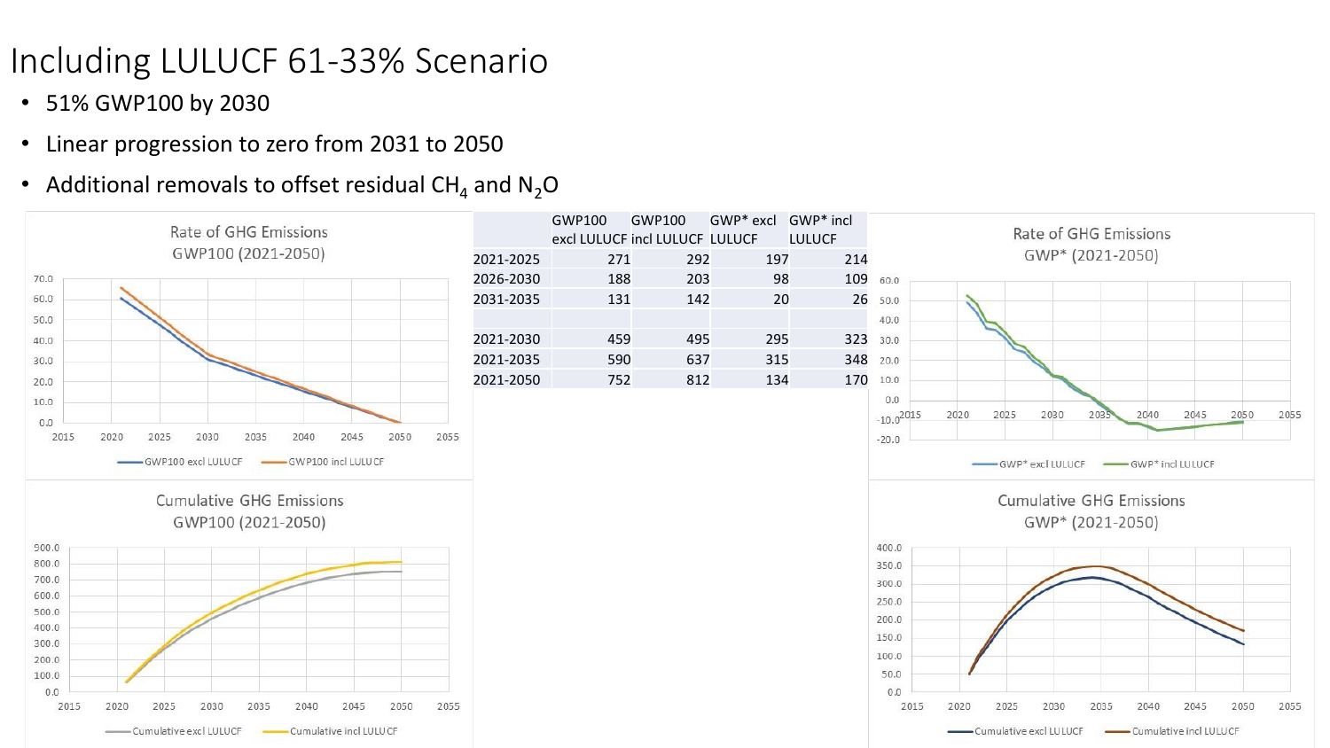# Including LULUCF 61-33% Scenario

- 51% GWP100 by 2030
- Linear progression to zero from 2031 to 2050
- Additional removals to offset residual $CH_4$ and $N_2O$

Rate of GHG Emissions
GWP100 (2021-2050)

70.0
60.0
50.0
40.0
30.0
20.0
10.0
0.0
2015 2020 2025 2030 2035 2040 2045 2050 2055

GWP100 excl LULUCF
GWP100 incl LULUCF

| | GWP100 excl LULUCF | GWP100 incl LULUCF | GWP* excl LULUCF | GWP* incl LULUCF |
|---|---|---|---|---|
| 2021-2025 | 271 | 292 | 197 | 214 |
| 2026-2030 | 188 | 203 | 98 | 109 |
| 2031-2035 | 131 | 142 | 20 | 26 |
| | | | | |
| 2021-2030 | 459 | 495 | 295 | 323 |
| 2021-2035 | 590 | 637 | 315 | 348 |
| 2021-2050 | 752 | 812 | 134 | 170 |

Rate of GHG Emissions
GWP* (2021-2050)

60.0
50.0
40.0
30.0
20.0
10.0
0.0
-10.0
-20.0
2015 2020 2025 2030 2035 2040 2045 2050 2055

GWP* excl LULUCF
GWP* incl LULUCF

Cumulative GHG Emissions
GWP100 (2021-2050)

900.0
800.0
700.0
600.0
500.0
400.0
300.0
200.0
100.0
0.0
2015 2020 2025 2030 2035 2040 2045 2050 2055

Cumulative excl LULUCF
Cumulative incl LULUCF

Cumulative GHG Emissions
GWP* (2021-2050)

400.0
350.0
300.0
250.0
200.0
150.0
100.0
50.0
0.0
2015 2020 2025 2030 2035 2040 2045 2050 2055

Cumulative excl LULUCF
Cumulative incl LULUCF